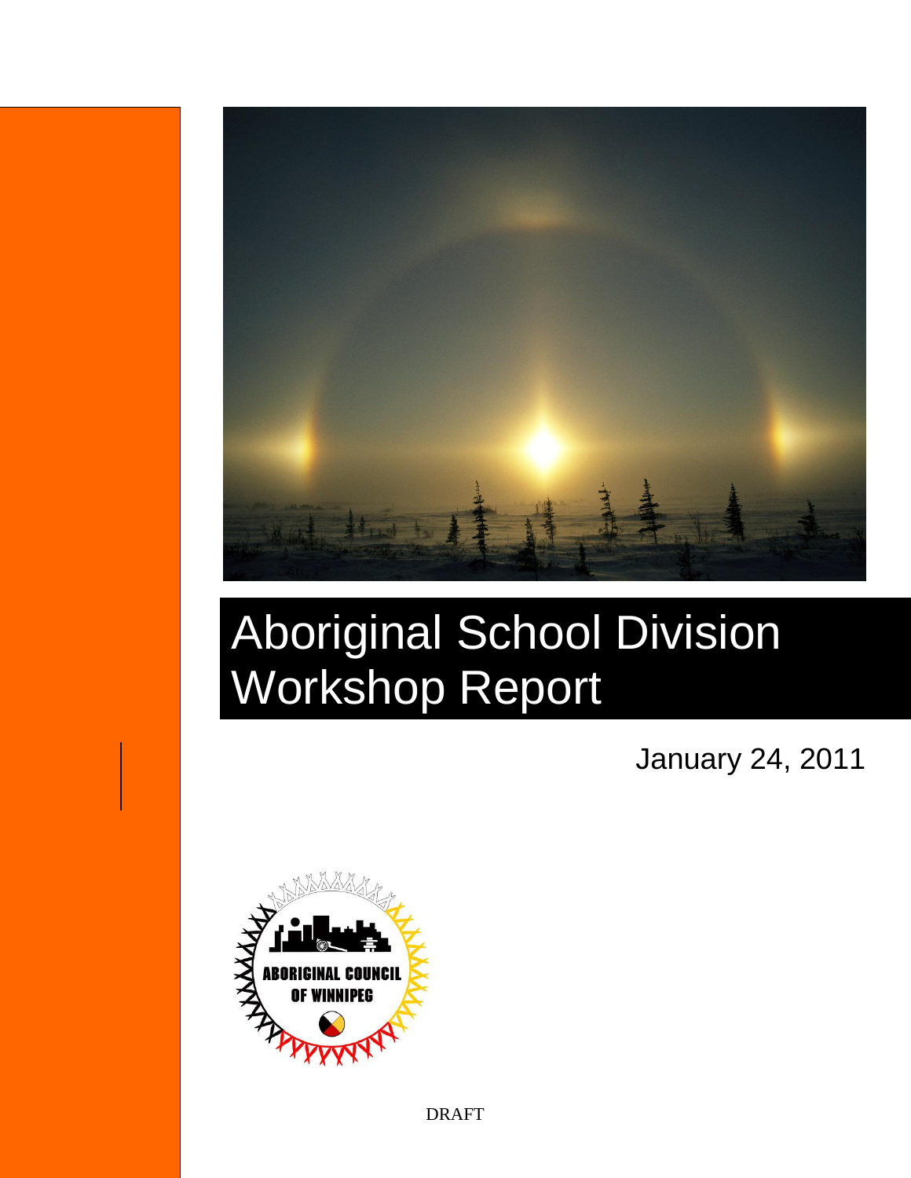# Aboriginal School Division Workshop Report

January 24, 2011

ABORIGINAL COUNCIL OF WINNIPEG

DRAFT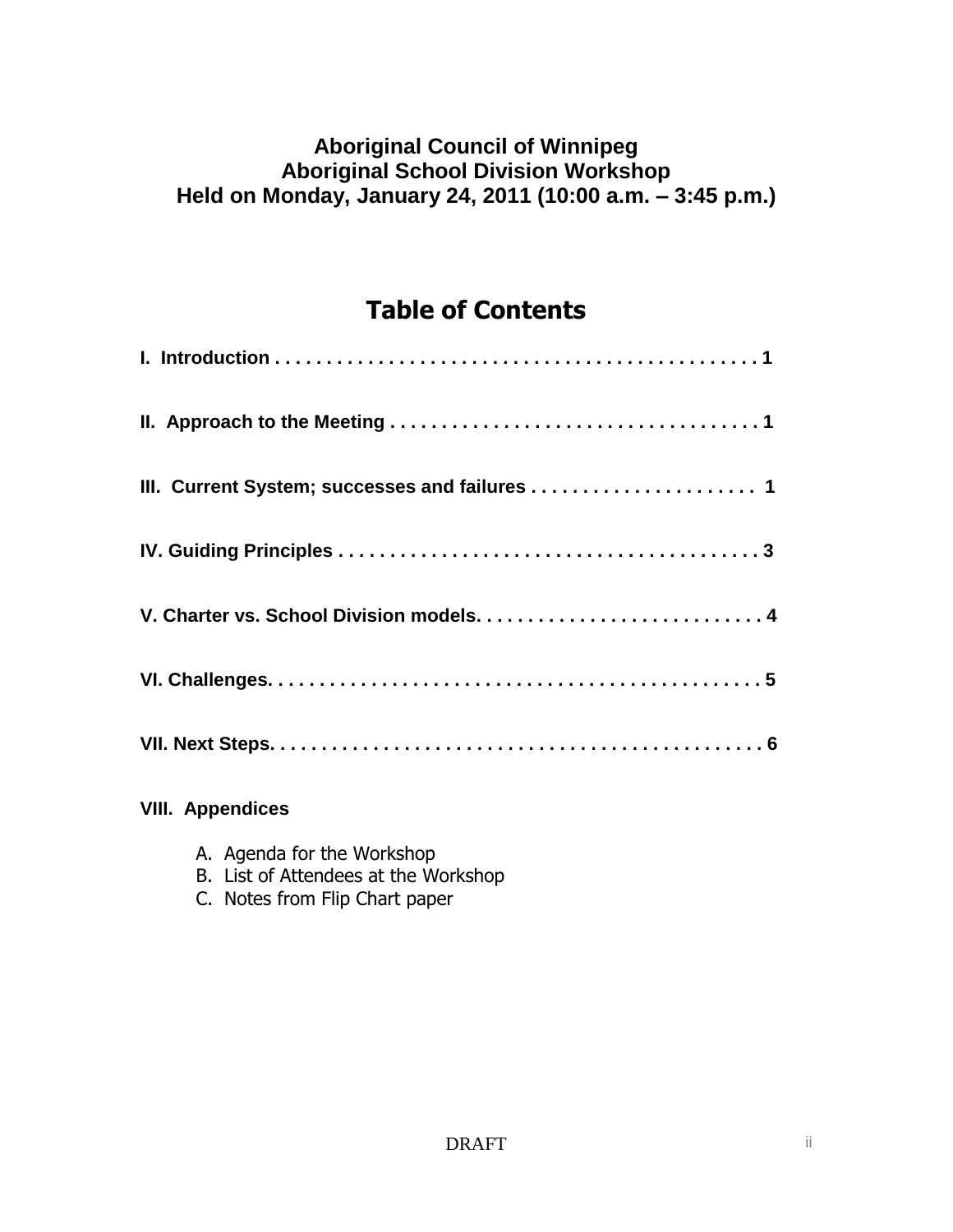**Aboriginal Council of Winnipeg**
**Aboriginal School Division Workshop**
**Held on Monday, January 24, 2011 (10:00 a.m. – 3:45 p.m.)**

# Table of Contents

**I. Introduction . . . . . . . . . . . . . . . . . . . . . . . . . . . . . . . . . . . . . . . . . . . . . . . 1**

**II. Approach to the Meeting . . . . . . . . . . . . . . . . . . . . . . . . . . . . . . . . . . . . 1**

**III. Current System; successes and failures . . . . . . . . . . . . . . . . . . . . . . 1**

**IV. Guiding Principles . . . . . . . . . . . . . . . . . . . . . . . . . . . . . . . . . . . . . . . . . 3**

**V. Charter vs. School Division models. . . . . . . . . . . . . . . . . . . . . . . . . . . . 4**

**VI. Challenges. . . . . . . . . . . . . . . . . . . . . . . . . . . . . . . . . . . . . . . . . . . . . . . . 5**

**VII. Next Steps. . . . . . . . . . . . . . . . . . . . . . . . . . . . . . . . . . . . . . . . . . . . . . . . 6**

**VIII. Appendices**

A. Agenda for the Workshop
B. List of Attendees at the Workshop
C. Notes from Flip Chart paper

DRAFT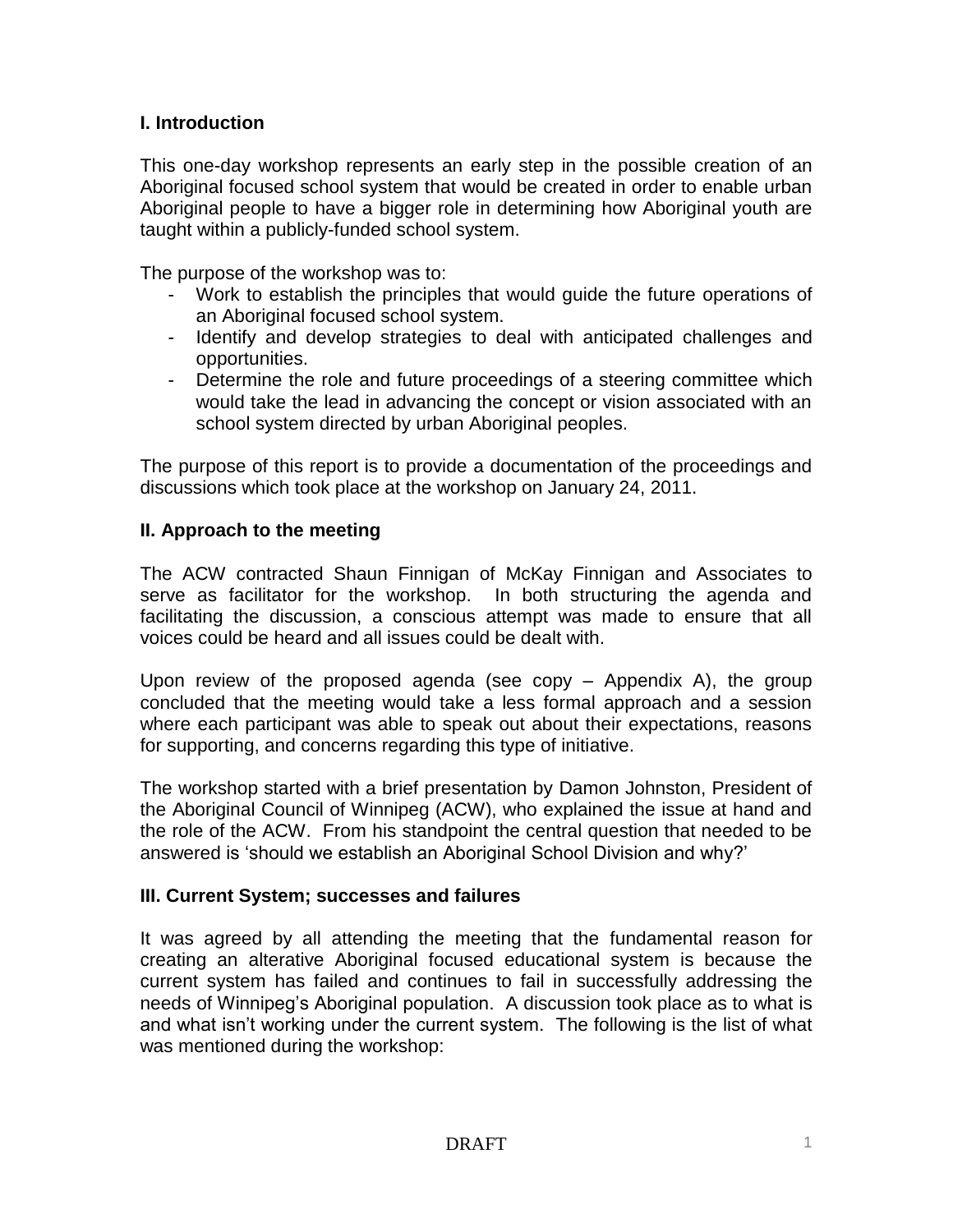## I. Introduction

This one-day workshop represents an early step in the possible creation of an Aboriginal focused school system that would be created in order to enable urban Aboriginal people to have a bigger role in determining how Aboriginal youth are taught within a publicly-funded school system.

The purpose of the workshop was to:

- Work to establish the principles that would guide the future operations of an Aboriginal focused school system.
- Identify and develop strategies to deal with anticipated challenges and opportunities.
- Determine the role and future proceedings of a steering committee which would take the lead in advancing the concept or vision associated with an school system directed by urban Aboriginal peoples.

The purpose of this report is to provide a documentation of the proceedings and discussions which took place at the workshop on January 24, 2011.

## II. Approach to the meeting

The ACW contracted Shaun Finnigan of McKay Finnigan and Associates to serve as facilitator for the workshop. In both structuring the agenda and facilitating the discussion, a conscious attempt was made to ensure that all voices could be heard and all issues could be dealt with.

Upon review of the proposed agenda (see copy – Appendix A), the group concluded that the meeting would take a less formal approach and a session where each participant was able to speak out about their expectations, reasons for supporting, and concerns regarding this type of initiative.

The workshop started with a brief presentation by Damon Johnston, President of the Aboriginal Council of Winnipeg (ACW), who explained the issue at hand and the role of the ACW. From his standpoint the central question that needed to be answered is 'should we establish an Aboriginal School Division and why?'

## III. Current System; successes and failures

It was agreed by all attending the meeting that the fundamental reason for creating an alterative Aboriginal focused educational system is because the current system has failed and continues to fail in successfully addressing the needs of Winnipeg's Aboriginal population. A discussion took place as to what is and what isn't working under the current system. The following is the list of what was mentioned during the workshop: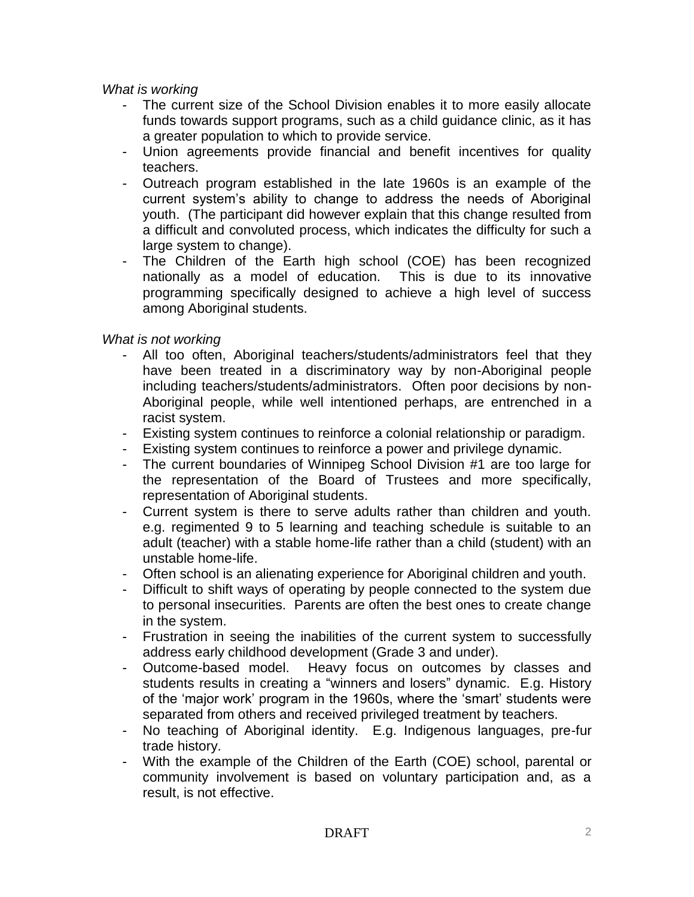*What is working*

- The current size of the School Division enables it to more easily allocate funds towards support programs, such as a child guidance clinic, as it has a greater population to which to provide service.
- Union agreements provide financial and benefit incentives for quality teachers.
- Outreach program established in the late 1960s is an example of the current system's ability to change to address the needs of Aboriginal youth. (The participant did however explain that this change resulted from a difficult and convoluted process, which indicates the difficulty for such a large system to change).
- The Children of the Earth high school (COE) has been recognized nationally as a model of education. This is due to its innovative programming specifically designed to achieve a high level of success among Aboriginal students.

*What is not working*

- All too often, Aboriginal teachers/students/administrators feel that they have been treated in a discriminatory way by non-Aboriginal people including teachers/students/administrators. Often poor decisions by non-Aboriginal people, while well intentioned perhaps, are entrenched in a racist system.
- Existing system continues to reinforce a colonial relationship or paradigm.
- Existing system continues to reinforce a power and privilege dynamic.
- The current boundaries of Winnipeg School Division #1 are too large for the representation of the Board of Trustees and more specifically, representation of Aboriginal students.
- Current system is there to serve adults rather than children and youth. e.g. regimented 9 to 5 learning and teaching schedule is suitable to an adult (teacher) with a stable home-life rather than a child (student) with an unstable home-life.
- Often school is an alienating experience for Aboriginal children and youth.
- Difficult to shift ways of operating by people connected to the system due to personal insecurities. Parents are often the best ones to create change in the system.
- Frustration in seeing the inabilities of the current system to successfully address early childhood development (Grade 3 and under).
- Outcome-based model. Heavy focus on outcomes by classes and students results in creating a "winners and losers" dynamic. E.g. History of the 'major work' program in the 1960s, where the 'smart' students were separated from others and received privileged treatment by teachers.
- No teaching of Aboriginal identity. E.g. Indigenous languages, pre-fur trade history.
- With the example of the Children of the Earth (COE) school, parental or community involvement is based on voluntary participation and, as a result, is not effective.

DRAFT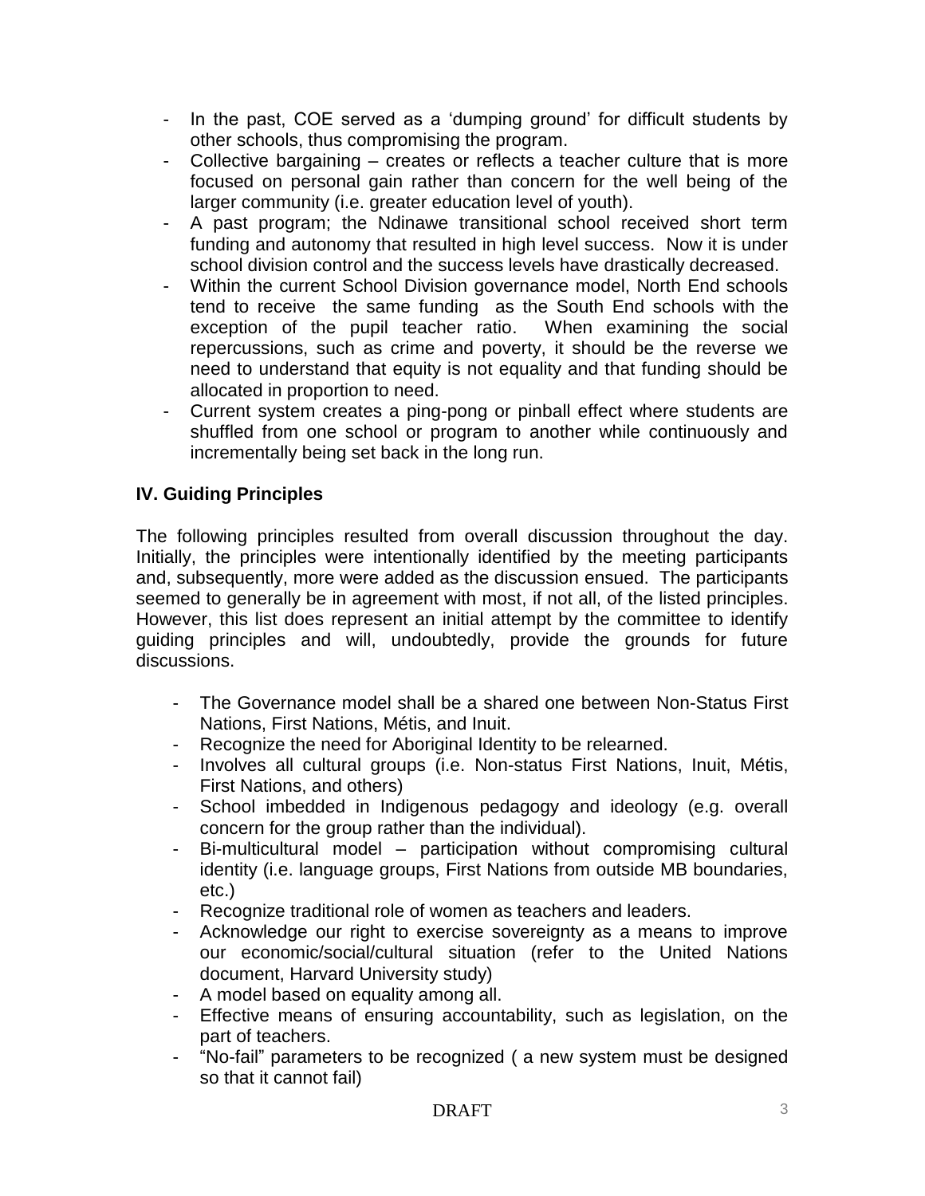- In the past, COE served as a 'dumping ground' for difficult students by other schools, thus compromising the program.
- Collective bargaining – creates or reflects a teacher culture that is more focused on personal gain rather than concern for the well being of the larger community (i.e. greater education level of youth).
- A past program; the Ndinawe transitional school received short term funding and autonomy that resulted in high level success. Now it is under school division control and the success levels have drastically decreased.
- Within the current School Division governance model, North End schools tend to receive the same funding as the South End schools with the exception of the pupil teacher ratio. When examining the social repercussions, such as crime and poverty, it should be the reverse we need to understand that equity is not equality and that funding should be allocated in proportion to need.
- Current system creates a ping-pong or pinball effect where students are shuffled from one school or program to another while continuously and incrementally being set back in the long run.

### IV. Guiding Principles

The following principles resulted from overall discussion throughout the day. Initially, the principles were intentionally identified by the meeting participants and, subsequently, more were added as the discussion ensued. The participants seemed to generally be in agreement with most, if not all, of the listed principles. However, this list does represent an initial attempt by the committee to identify guiding principles and will, undoubtedly, provide the grounds for future discussions.

- The Governance model shall be a shared one between Non-Status First Nations, First Nations, Métis, and Inuit.
- Recognize the need for Aboriginal Identity to be relearned.
- Involves all cultural groups (i.e. Non-status First Nations, Inuit, Métis, First Nations, and others)
- School imbedded in Indigenous pedagogy and ideology (e.g. overall concern for the group rather than the individual).
- Bi-multicultural model – participation without compromising cultural identity (i.e. language groups, First Nations from outside MB boundaries, etc.)
- Recognize traditional role of women as teachers and leaders.
- Acknowledge our right to exercise sovereignty as a means to improve our economic/social/cultural situation (refer to the United Nations document, Harvard University study)
- A model based on equality among all.
- Effective means of ensuring accountability, such as legislation, on the part of teachers.
- "No-fail" parameters to be recognized ( a new system must be designed so that it cannot fail)

DRAFT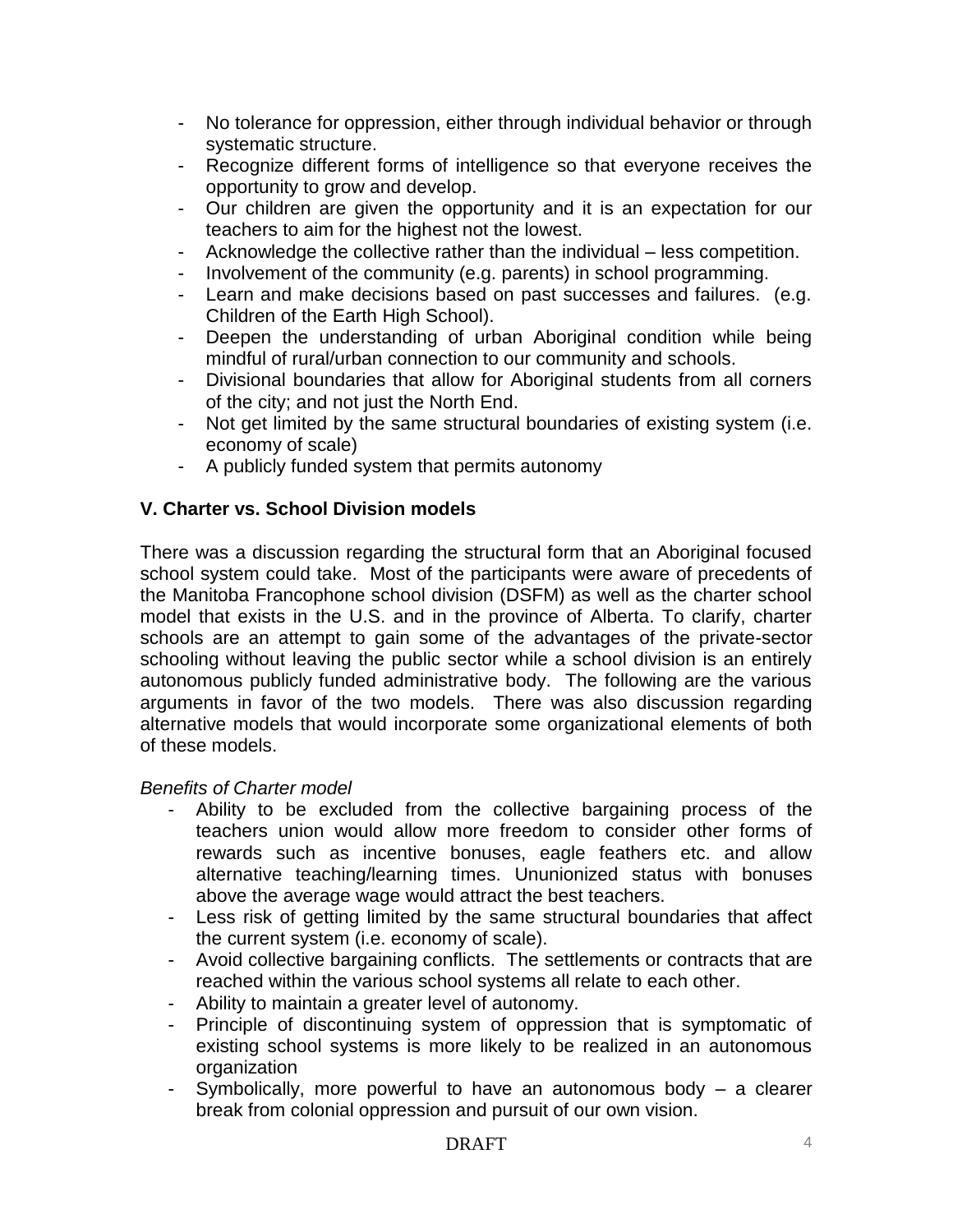- No tolerance for oppression, either through individual behavior or through systematic structure.
- Recognize different forms of intelligence so that everyone receives the opportunity to grow and develop.
- Our children are given the opportunity and it is an expectation for our teachers to aim for the highest not the lowest.
- Acknowledge the collective rather than the individual – less competition.
- Involvement of the community (e.g. parents) in school programming.
- Learn and make decisions based on past successes and failures. (e.g. Children of the Earth High School).
- Deepen the understanding of urban Aboriginal condition while being mindful of rural/urban connection to our community and schools.
- Divisional boundaries that allow for Aboriginal students from all corners of the city; and not just the North End.
- Not get limited by the same structural boundaries of existing system (i.e. economy of scale)
- A publicly funded system that permits autonomy

## V. Charter vs. School Division models

There was a discussion regarding the structural form that an Aboriginal focused school system could take. Most of the participants were aware of precedents of the Manitoba Francophone school division (DSFM) as well as the charter school model that exists in the U.S. and in the province of Alberta. To clarify, charter schools are an attempt to gain some of the advantages of the private-sector schooling without leaving the public sector while a school division is an entirely autonomous publicly funded administrative body. The following are the various arguments in favor of the two models. There was also discussion regarding alternative models that would incorporate some organizational elements of both of these models.

*Benefits of Charter model*

- Ability to be excluded from the collective bargaining process of the teachers union would allow more freedom to consider other forms of rewards such as incentive bonuses, eagle feathers etc. and allow alternative teaching/learning times. Ununionized status with bonuses above the average wage would attract the best teachers.
- Less risk of getting limited by the same structural boundaries that affect the current system (i.e. economy of scale).
- Avoid collective bargaining conflicts. The settlements or contracts that are reached within the various school systems all relate to each other.
- Ability to maintain a greater level of autonomy.
- Principle of discontinuing system of oppression that is symptomatic of existing school systems is more likely to be realized in an autonomous organization
- Symbolically, more powerful to have an autonomous body – a clearer break from colonial oppression and pursuit of our own vision.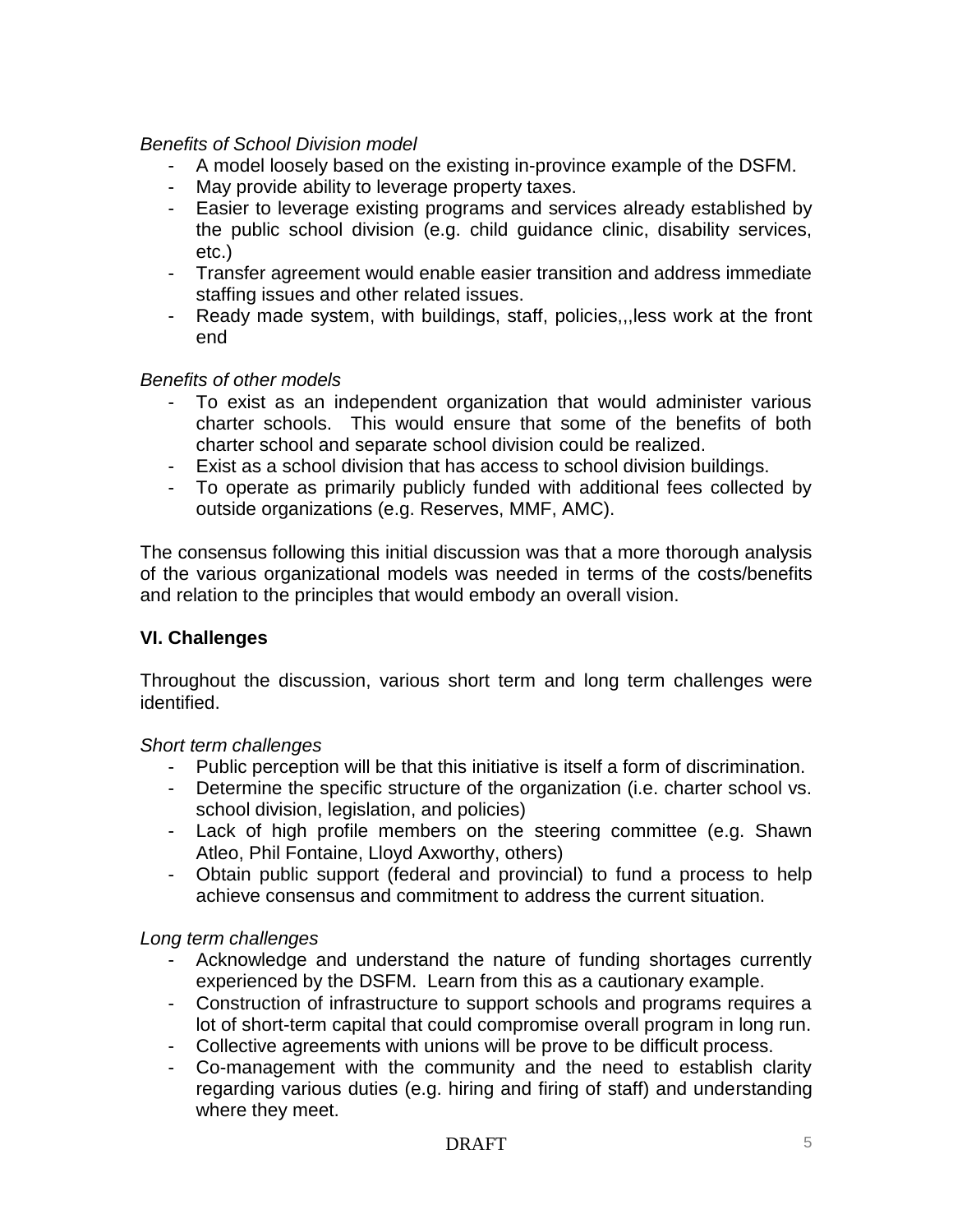*Benefits of School Division model*

- A model loosely based on the existing in-province example of the DSFM.
- May provide ability to leverage property taxes.
- Easier to leverage existing programs and services already established by the public school division (e.g. child guidance clinic, disability services, etc.)
- Transfer agreement would enable easier transition and address immediate staffing issues and other related issues.
- Ready made system, with buildings, staff, policies,,,less work at the front end

*Benefits of other models*

- To exist as an independent organization that would administer various charter schools. This would ensure that some of the benefits of both charter school and separate school division could be realized.
- Exist as a school division that has access to school division buildings.
- To operate as primarily publicly funded with additional fees collected by outside organizations (e.g. Reserves, MMF, AMC).

The consensus following this initial discussion was that a more thorough analysis of the various organizational models was needed in terms of the costs/benefits and relation to the principles that would embody an overall vision.

**VI. Challenges**

Throughout the discussion, various short term and long term challenges were identified.

*Short term challenges*

- Public perception will be that this initiative is itself a form of discrimination.
- Determine the specific structure of the organization (i.e. charter school vs. school division, legislation, and policies)
- Lack of high profile members on the steering committee (e.g. Shawn Atleo, Phil Fontaine, Lloyd Axworthy, others)
- Obtain public support (federal and provincial) to fund a process to help achieve consensus and commitment to address the current situation.

*Long term challenges*

- Acknowledge and understand the nature of funding shortages currently experienced by the DSFM. Learn from this as a cautionary example.
- Construction of infrastructure to support schools and programs requires a lot of short-term capital that could compromise overall program in long run.
- Collective agreements with unions will be prove to be difficult process.
- Co-management with the community and the need to establish clarity regarding various duties (e.g. hiring and firing of staff) and understanding where they meet.

DRAFT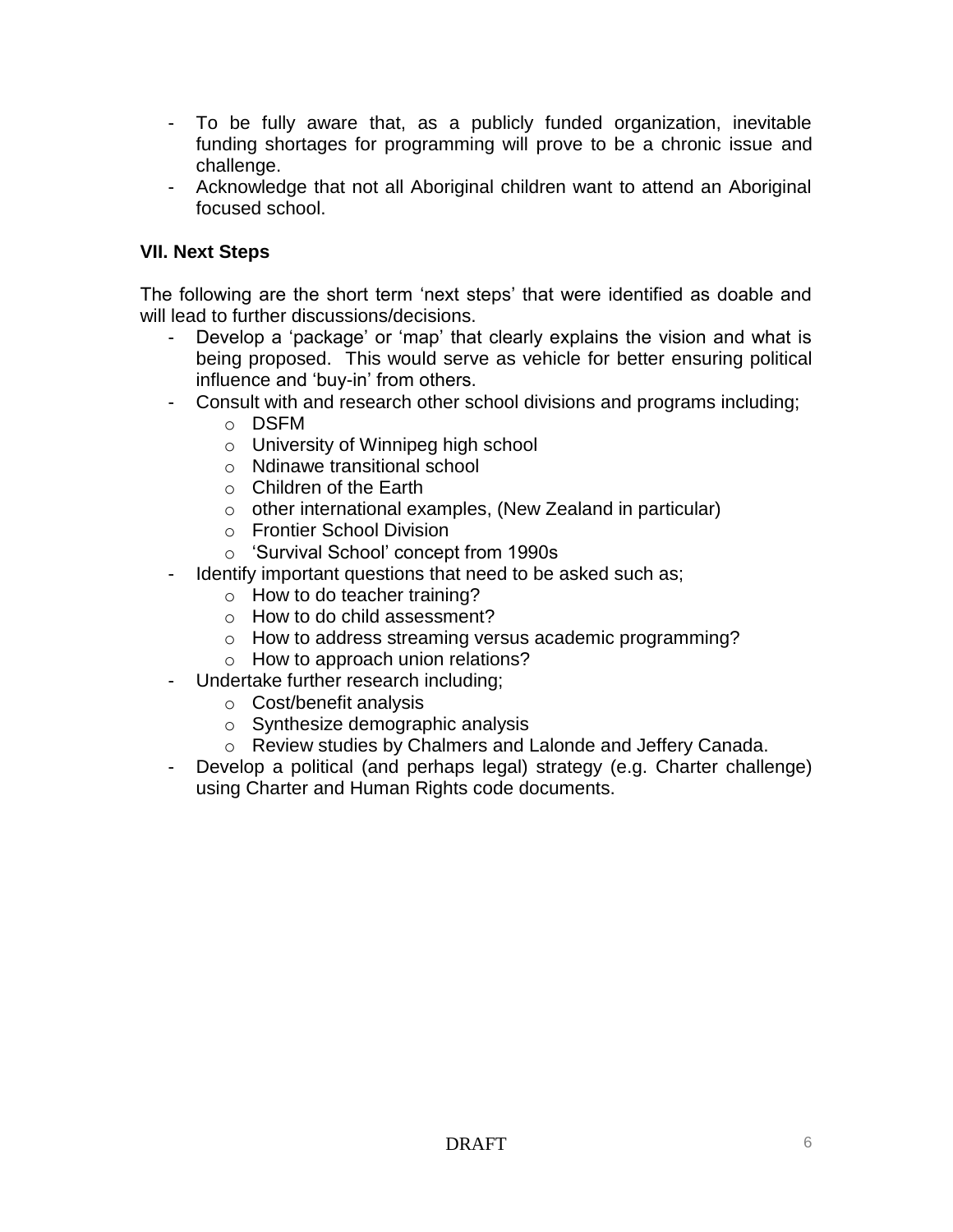- To be fully aware that, as a publicly funded organization, inevitable funding shortages for programming will prove to be a chronic issue and challenge.
- Acknowledge that not all Aboriginal children want to attend an Aboriginal focused school.

### VII. Next Steps

The following are the short term 'next steps' that were identified as doable and will lead to further discussions/decisions.

- Develop a 'package' or 'map' that clearly explains the vision and what is being proposed. This would serve as vehicle for better ensuring political influence and 'buy-in' from others.
- Consult with and research other school divisions and programs including;
  - DSFM
  - University of Winnipeg high school
  - Ndinawe transitional school
  - Children of the Earth
  - other international examples, (New Zealand in particular)
  - Frontier School Division
  - 'Survival School' concept from 1990s
- Identify important questions that need to be asked such as;
  - How to do teacher training?
  - How to do child assessment?
  - How to address streaming versus academic programming?
  - How to approach union relations?
- Undertake further research including;
  - Cost/benefit analysis
  - Synthesize demographic analysis
  - Review studies by Chalmers and Lalonde and Jeffery Canada.
- Develop a political (and perhaps legal) strategy (e.g. Charter challenge) using Charter and Human Rights code documents.

DRAFT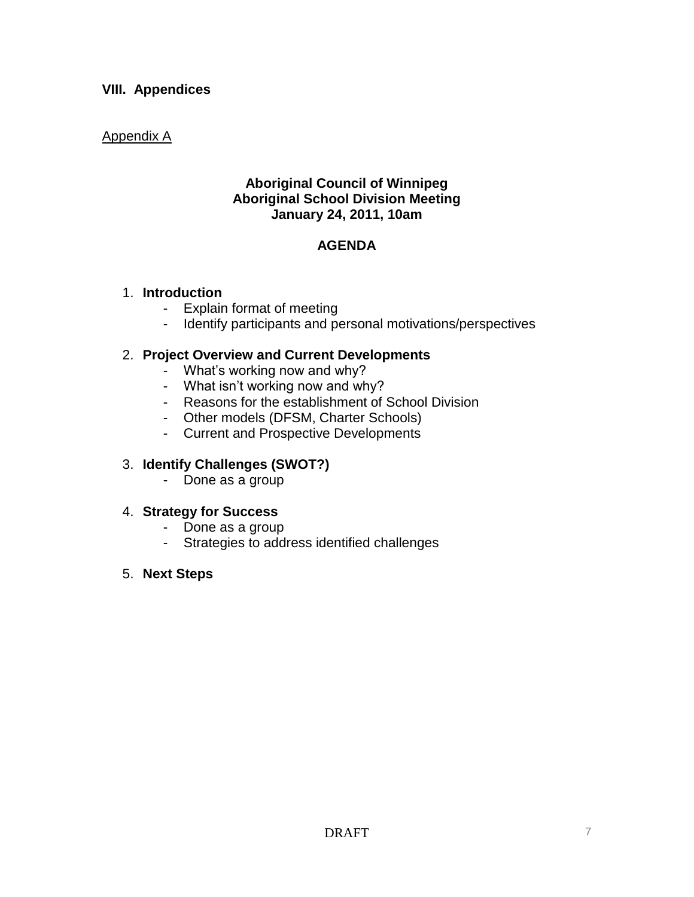## VIII. Appendices

Appendix A

**Aboriginal Council of Winnipeg**
**Aboriginal School Division Meeting**
**January 24, 2011, 10am**

**AGENDA**

1. **Introduction**
   - Explain format of meeting
   - Identify participants and personal motivations/perspectives

2. **Project Overview and Current Developments**
   - What's working now and why?
   - What isn't working now and why?
   - Reasons for the establishment of School Division
   - Other models (DFSM, Charter Schools)
   - Current and Prospective Developments

3. **Identify Challenges (SWOT?)**
   - Done as a group

4. **Strategy for Success**
   - Done as a group
   - Strategies to address identified challenges

5. **Next Steps**

DRAFT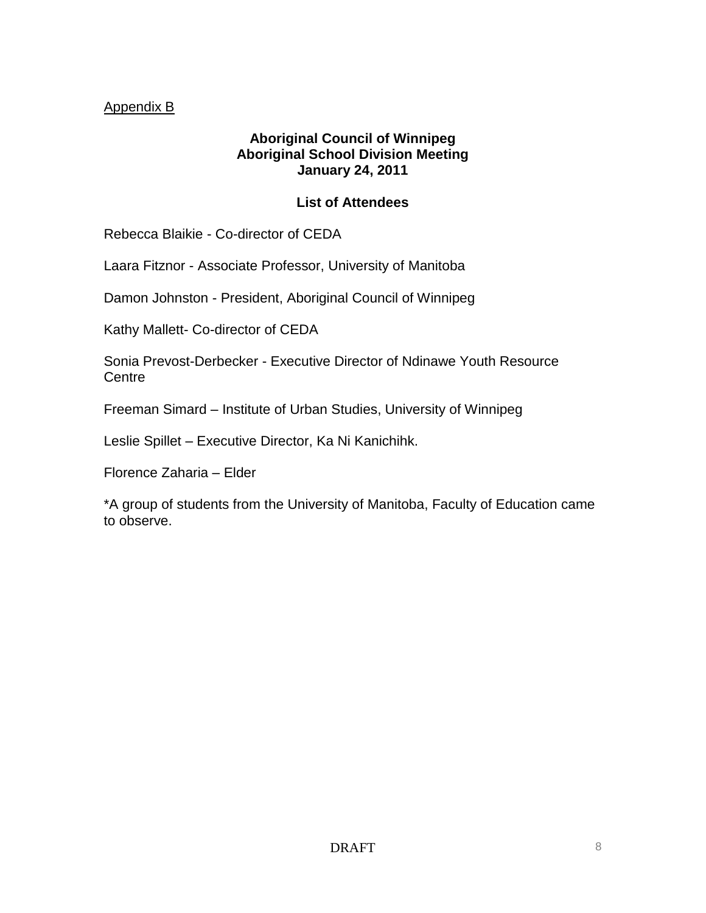Appendix B

**Aboriginal Council of Winnipeg**
**Aboriginal School Division Meeting**
**January 24, 2011**

**List of Attendees**

Rebecca Blaikie - Co-director of CEDA

Laara Fitznor - Associate Professor, University of Manitoba

Damon Johnston - President, Aboriginal Council of Winnipeg

Kathy Mallett- Co-director of CEDA

Sonia Prevost-Derbecker - Executive Director of Ndinawe Youth Resource Centre

Freeman Simard – Institute of Urban Studies, University of Winnipeg

Leslie Spillet – Executive Director, Ka Ni Kanichihk.

Florence Zaharia – Elder

*A group of students from the University of Manitoba, Faculty of Education came to observe.

DRAFT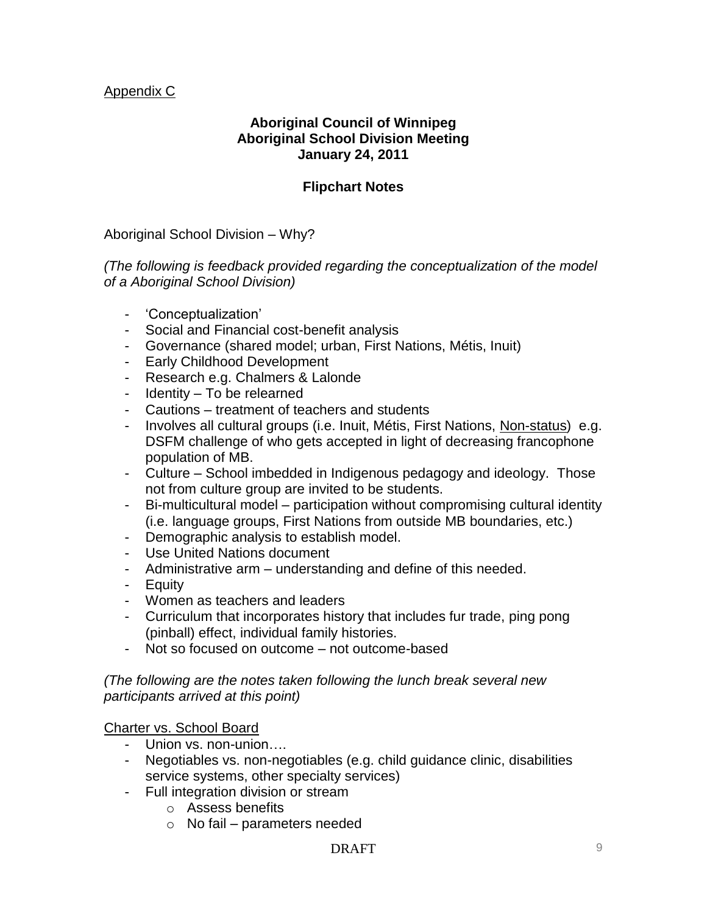Appendix C

**Aboriginal Council of Winnipeg**
**Aboriginal School Division Meeting**
**January 24, 2011**

**Flipchart Notes**

Aboriginal School Division – Why?

*(The following is feedback provided regarding the conceptualization of the model of a Aboriginal School Division)*

- 'Conceptualization'
- Social and Financial cost-benefit analysis
- Governance (shared model; urban, First Nations, Métis, Inuit)
- Early Childhood Development
- Research e.g. Chalmers & Lalonde
- Identity – To be relearned
- Cautions – treatment of teachers and students
- Involves all cultural groups (i.e. Inuit, Métis, First Nations, Non-status) e.g. DSFM challenge of who gets accepted in light of decreasing francophone population of MB.
- Culture – School imbedded in Indigenous pedagogy and ideology. Those not from culture group are invited to be students.
- Bi-multicultural model – participation without compromising cultural identity (i.e. language groups, First Nations from outside MB boundaries, etc.)
- Demographic analysis to establish model.
- Use United Nations document
- Administrative arm – understanding and define of this needed.
- Equity
- Women as teachers and leaders
- Curriculum that incorporates history that includes fur trade, ping pong (pinball) effect, individual family histories.
- Not so focused on outcome – not outcome-based

*(The following are the notes taken following the lunch break several new participants arrived at this point)*

Charter vs. School Board

- Union vs. non-union….
- Negotiables vs. non-negotiables (e.g. child guidance clinic, disabilities service systems, other specialty services)
- Full integration division or stream
    - Assess benefits
    - No fail – parameters needed

DRAFT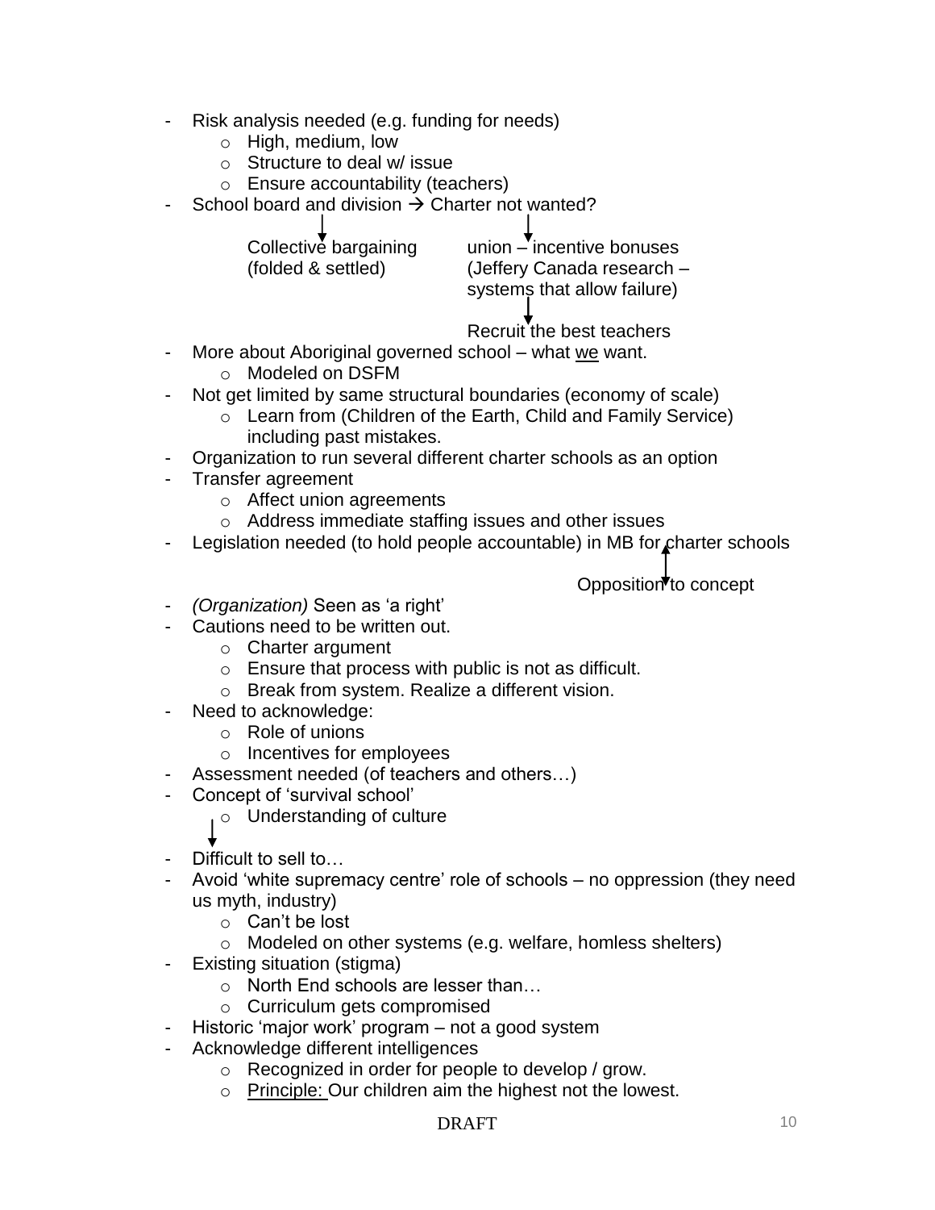- Risk analysis needed (e.g. funding for needs)
  - High, medium, low
  - Structure to deal w/ issue
  - Ensure accountability (teachers)
- School board and division → Charter not wanted?

  ↓ Collective bargaining (folded & settled)

  ↓ union – incentive bonuses (Jeffery Canada research – systems that allow failure)

  ↓ Recruit the best teachers
- More about Aboriginal governed school – what <u>we</u> want.
  - Modeled on DSFM
- Not get limited by same structural boundaries (economy of scale)
  - Learn from (Children of the Earth, Child and Family Service) including past mistakes.
- Organization to run several different charter schools as an option
- Transfer agreement
  - Affect union agreements
  - Address immediate staffing issues and other issues
- Legislation needed (to hold people accountable) in MB for charter schools

  ↕ Opposition to concept
- *(Organization)* Seen as 'a right'
- Cautions need to be written out.
  - Charter argument
  - Ensure that process with public is not as difficult.
  - Break from system. Realize a different vision.
- Need to acknowledge:
  - Role of unions
  - Incentives for employees
- Assessment needed (of teachers and others…)
- Concept of 'survival school'
  - Understanding of culture

  ↓
- Difficult to sell to…
- Avoid 'white supremacy centre' role of schools – no oppression (they need us myth, industry)
  - Can't be lost
  - Modeled on other systems (e.g. welfare, homless shelters)
- Existing situation (stigma)
  - North End schools are lesser than…
  - Curriculum gets compromised
- Historic 'major work' program – not a good system
- Acknowledge different intelligences
  - Recognized in order for people to develop / grow.
  - <u>Principle:</u> Our children aim the highest not the lowest.

DRAFT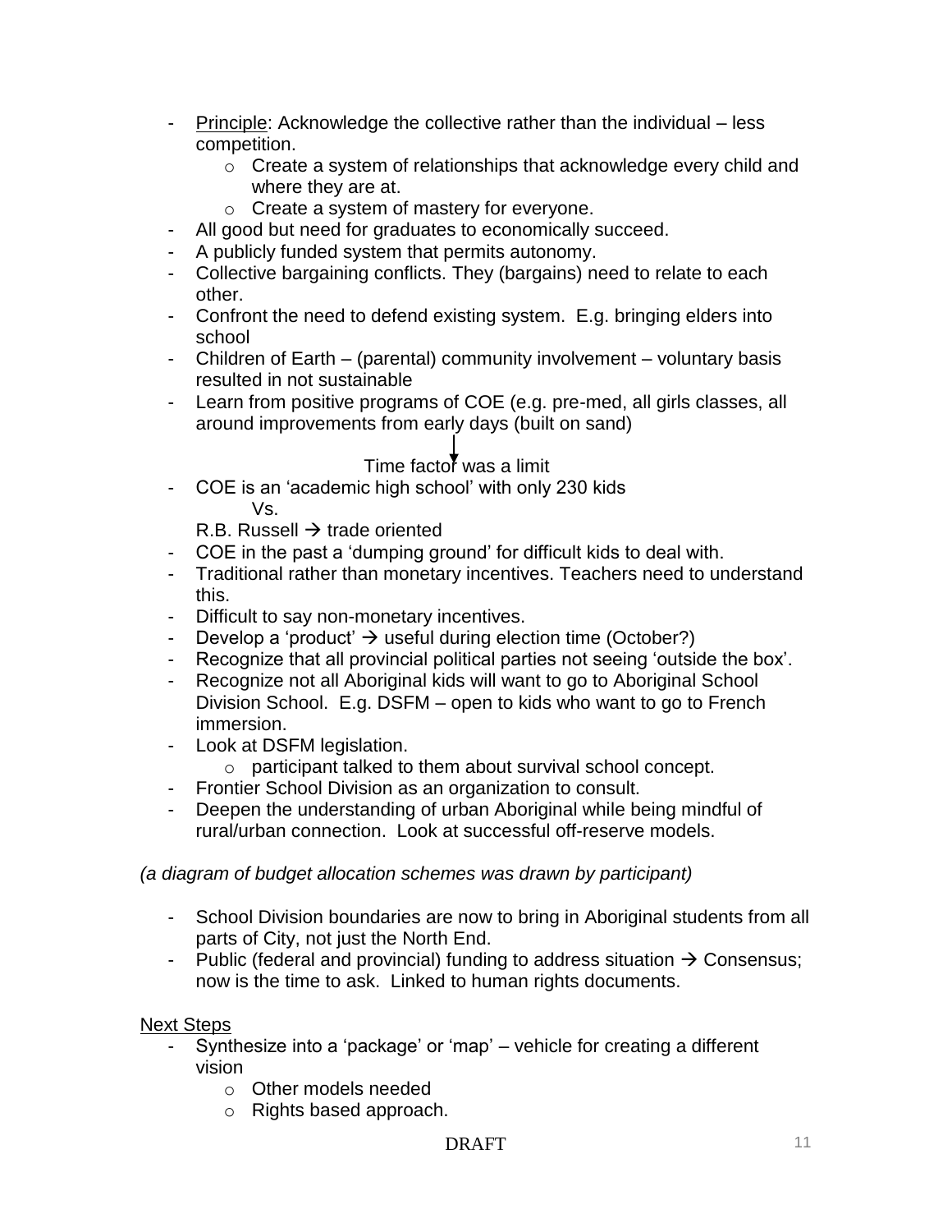- Principle: Acknowledge the collective rather than the individual – less competition.
    - Create a system of relationships that acknowledge every child and where they are at.
    - Create a system of mastery for everyone.
- All good but need for graduates to economically succeed.
- A publicly funded system that permits autonomy.
- Collective bargaining conflicts. They (bargains) need to relate to each other.
- Confront the need to defend existing system. E.g. bringing elders into school
- Children of Earth – (parental) community involvement – voluntary basis resulted in not sustainable
- Learn from positive programs of COE (e.g. pre-med, all girls classes, all around improvements from early days (built on sand)

  ↓

  Time factor was a limit
- COE is an 'academic high school' with only 230 kids

  Vs.

  R.B. Russell → trade oriented
- COE in the past a 'dumping ground' for difficult kids to deal with.
- Traditional rather than monetary incentives. Teachers need to understand this.
- Difficult to say non-monetary incentives.
- Develop a 'product' → useful during election time (October?)
- Recognize that all provincial political parties not seeing 'outside the box'.
- Recognize not all Aboriginal kids will want to go to Aboriginal School Division School. E.g. DSFM – open to kids who want to go to French immersion.
- Look at DSFM legislation.
    - participant talked to them about survival school concept.
- Frontier School Division as an organization to consult.
- Deepen the understanding of urban Aboriginal while being mindful of rural/urban connection. Look at successful off-reserve models.

*(a diagram of budget allocation schemes was drawn by participant)*

- School Division boundaries are now to bring in Aboriginal students from all parts of City, not just the North End.
- Public (federal and provincial) funding to address situation → Consensus; now is the time to ask. Linked to human rights documents.

Next Steps
- Synthesize into a 'package' or 'map' – vehicle for creating a different vision
    - Other models needed
    - Rights based approach.

DRAFT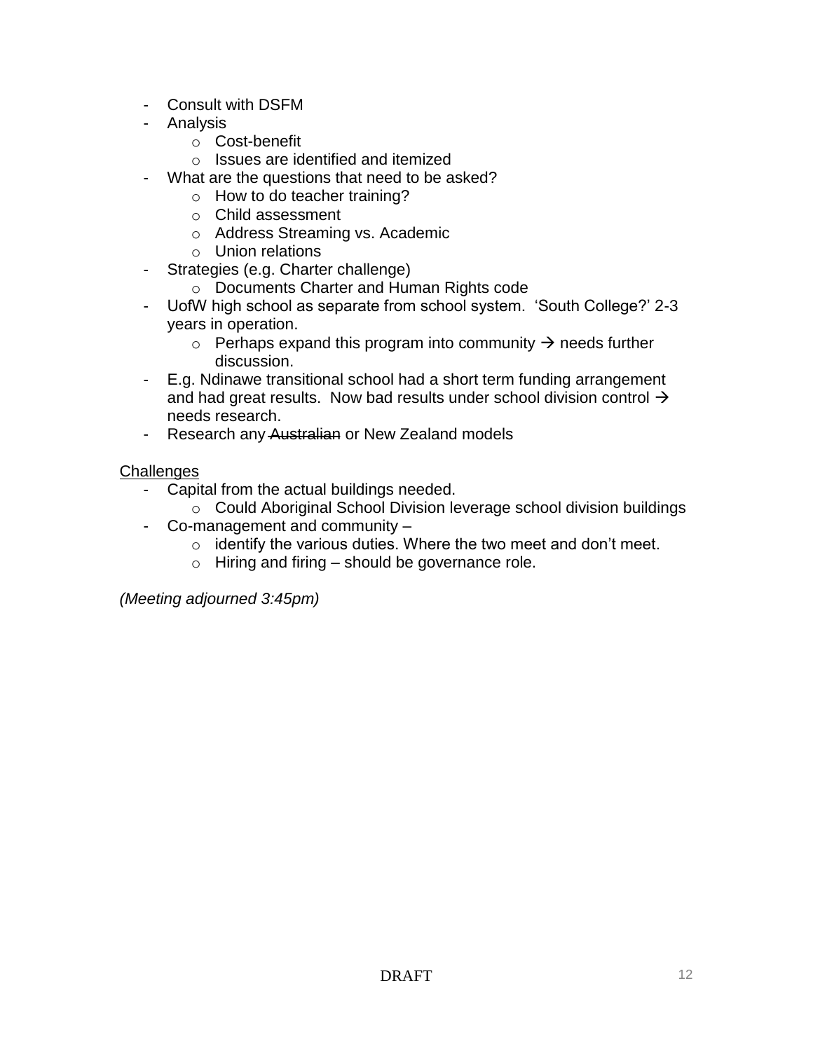- Consult with DSFM
- Analysis
  - Cost-benefit
  - Issues are identified and itemized
- What are the questions that need to be asked?
  - How to do teacher training?
  - Child assessment
  - Address Streaming vs. Academic
  - Union relations
- Strategies (e.g. Charter challenge)
  - Documents Charter and Human Rights code
- UofW high school as separate from school system. 'South College?' 2-3 years in operation.
  - Perhaps expand this program into community → needs further discussion.
- E.g. Ndinawe transitional school had a short term funding arrangement and had great results. Now bad results under school division control → needs research.
- Research any ~~Australian~~ or New Zealand models

Challenges

- Capital from the actual buildings needed.
  - Could Aboriginal School Division leverage school division buildings
- Co-management and community –
  - identify the various duties. Where the two meet and don't meet.
  - Hiring and firing – should be governance role.

*(Meeting adjourned 3:45pm)*

DRAFT